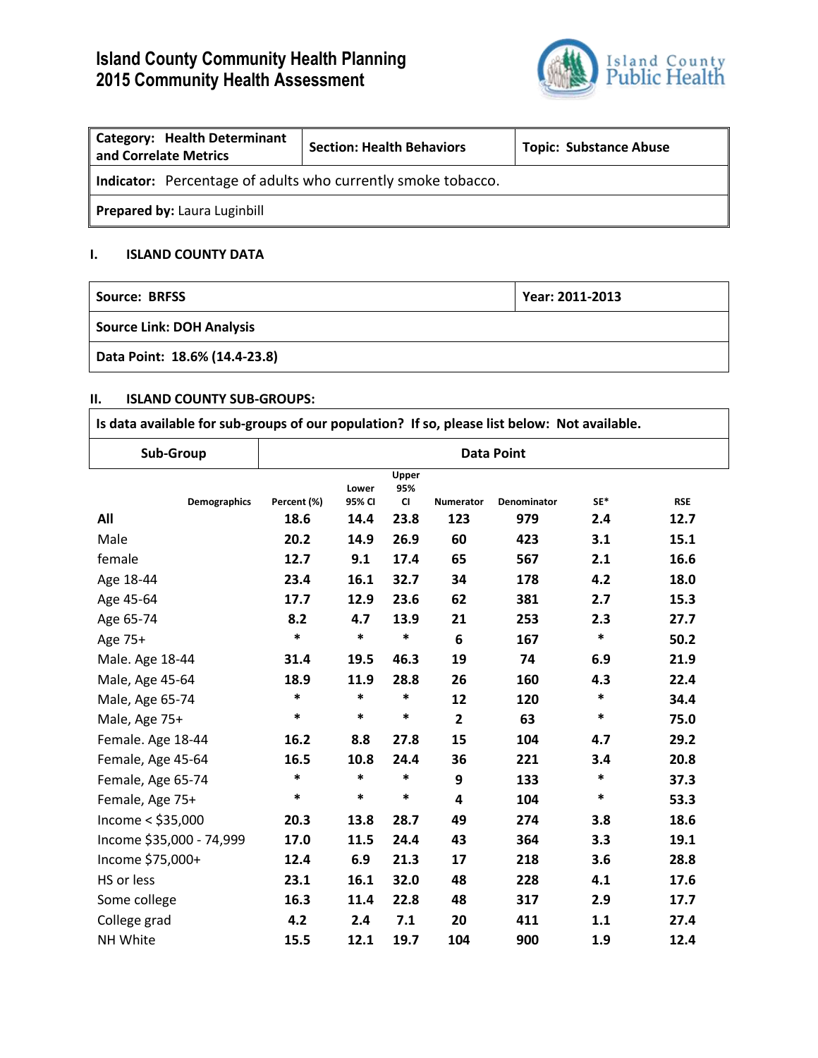# Island County Community Health Planning
# 2015 Community Health Assessment

| Category: Health Determinant and Correlate Metrics | Section: Health Behaviors | Topic: Substance Abuse |
|---|---|---|
| **Indicator:** Percentage of adults who currently smoke tobacco. | | |
| **Prepared by:** Laura Luginbill | | |

## I. ISLAND COUNTY DATA

| Source: BRFSS | Year: 2011-2013 |
|---|---|
| **Source Link: DOH Analysis** | |
| **Data Point: 18.6% (14.4-23.8)** | |

## II. ISLAND COUNTY SUB-GROUPS:

**Is data available for sub-groups of our population? If so, please list below: Not available.**

| Sub-Group | Data Point | | | | | | |
|---|---|---|---|---|---|---|---|
| Demographics | Percent (%) | Lower 95% CI | Upper 95% CI | Numerator | Denominator | SE* | RSE |
| **All** | 18.6 | 14.4 | 23.8 | 123 | 979 | 2.4 | 12.7 |
| Male | 20.2 | 14.9 | 26.9 | 60 | 423 | 3.1 | 15.1 |
| female | 12.7 | 9.1 | 17.4 | 65 | 567 | 2.1 | 16.6 |
| Age 18-44 | 23.4 | 16.1 | 32.7 | 34 | 178 | 4.2 | 18.0 |
| Age 45-64 | 17.7 | 12.9 | 23.6 | 62 | 381 | 2.7 | 15.3 |
| Age 65-74 | 8.2 | 4.7 | 13.9 | 21 | 253 | 2.3 | 27.7 |
| Age 75+ | * | * | * | 6 | 167 | * | 50.2 |
| Male. Age 18-44 | 31.4 | 19.5 | 46.3 | 19 | 74 | 6.9 | 21.9 |
| Male, Age 45-64 | 18.9 | 11.9 | 28.8 | 26 | 160 | 4.3 | 22.4 |
| Male, Age 65-74 | * | * | * | 12 | 120 | * | 34.4 |
| Male, Age 75+ | * | * | * | 2 | 63 | * | 75.0 |
| Female. Age 18-44 | 16.2 | 8.8 | 27.8 | 15 | 104 | 4.7 | 29.2 |
| Female, Age 45-64 | 16.5 | 10.8 | 24.4 | 36 | 221 | 3.4 | 20.8 |
| Female, Age 65-74 | * | * | * | 9 | 133 | * | 37.3 |
| Female, Age 75+ | * | * | * | 4 | 104 | * | 53.3 |
| Income < $35,000 | 20.3 | 13.8 | 28.7 | 49 | 274 | 3.8 | 18.6 |
| Income $35,000 - 74,999 | 17.0 | 11.5 | 24.4 | 43 | 364 | 3.3 | 19.1 |
| Income $75,000+ | 12.4 | 6.9 | 21.3 | 17 | 218 | 3.6 | 28.8 |
| HS or less | 23.1 | 16.1 | 32.0 | 48 | 228 | 4.1 | 17.6 |
| Some college | 16.3 | 11.4 | 22.8 | 48 | 317 | 2.9 | 17.7 |
| College grad | 4.2 | 2.4 | 7.1 | 20 | 411 | 1.1 | 27.4 |
| NH White | 15.5 | 12.1 | 19.7 | 104 | 900 | 1.9 | 12.4 |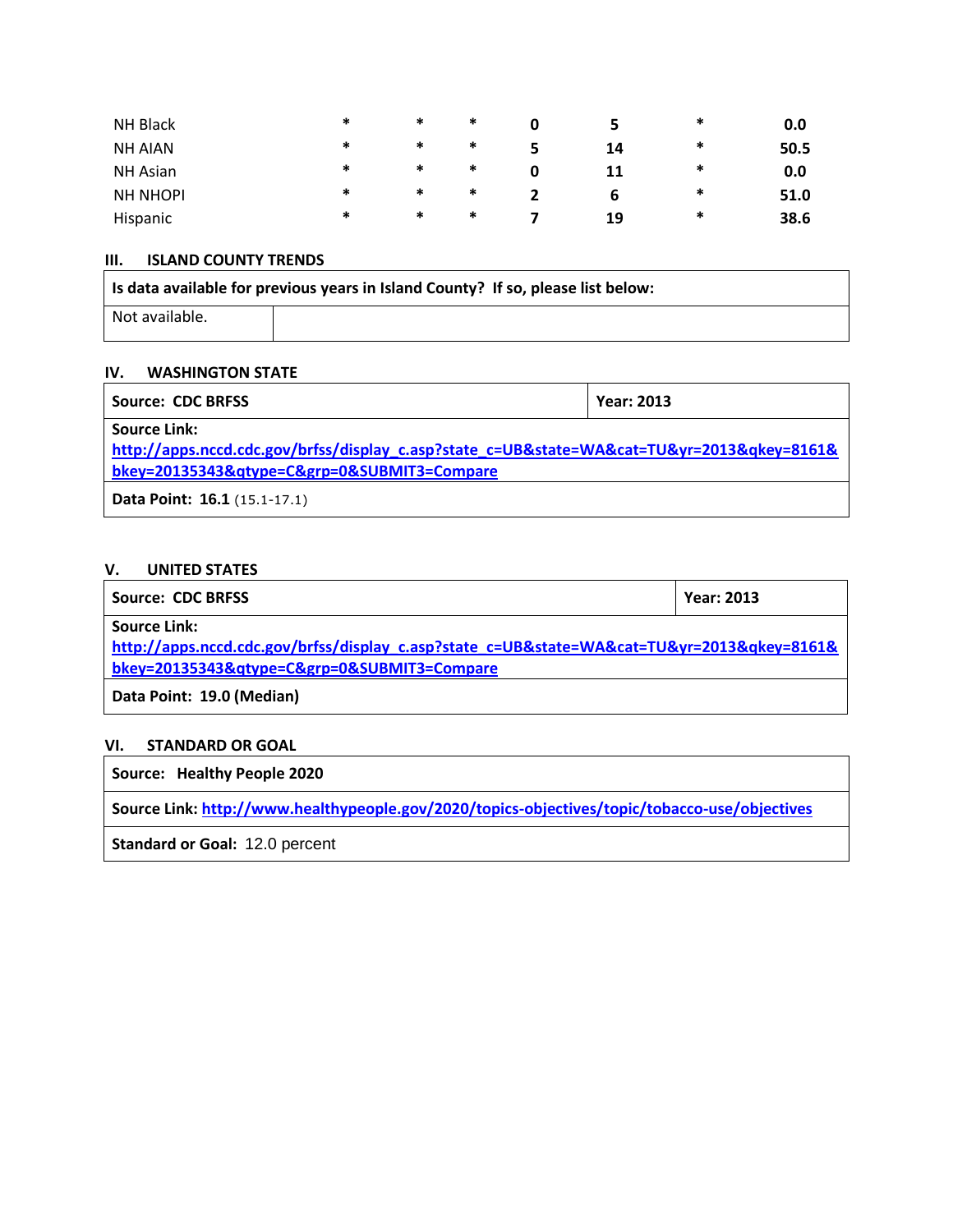| | | | | | | | |
|---|---|---|---|---|---|---|---|
| NH Black | * | * | * | 0 | 5 | * | 0.0 |
| NH AIAN | * | * | * | 5 | 14 | * | 50.5 |
| NH Asian | * | * | * | 0 | 11 | * | 0.0 |
| NH NHOPI | * | * | * | 2 | 6 | * | 51.0 |
| Hispanic | * | * | * | 7 | 19 | * | 38.6 |

### III. ISLAND COUNTY TRENDS

| **Is data available for previous years in Island County? If so, please list below:** | |
|---|---|
| Not available. | |

### IV. WASHINGTON STATE

| **Source: CDC BRFSS** | **Year: 2013** |
|---|---|
| **Source Link:** [http://apps.nccd.cdc.gov/brfss/display_c.asp?state_c=UB&state=WA&cat=TU&yr=2013&qkey=8161&bkey=20135343&qtype=C&grp=0&SUBMIT3=Compare](http://apps.nccd.cdc.gov/brfss/display_c.asp?state_c=UB&state=WA&cat=TU&yr=2013&qkey=8161&bkey=20135343&qtype=C&grp=0&SUBMIT3=Compare) | |
| **Data Point: 16.1** (15.1-17.1) | |

### V. UNITED STATES

| **Source: CDC BRFSS** | **Year: 2013** |
|---|---|
| **Source Link:** [http://apps.nccd.cdc.gov/brfss/display_c.asp?state_c=UB&state=WA&cat=TU&yr=2013&qkey=8161&bkey=20135343&qtype=C&grp=0&SUBMIT3=Compare](http://apps.nccd.cdc.gov/brfss/display_c.asp?state_c=UB&state=WA&cat=TU&yr=2013&qkey=8161&bkey=20135343&qtype=C&grp=0&SUBMIT3=Compare) | |
| **Data Point: 19.0 (Median)** | |

### VI. STANDARD OR GOAL

| **Source: Healthy People 2020** |
|---|
| **Source Link:** [http://www.healthypeople.gov/2020/topics-objectives/topic/tobacco-use/objectives](http://www.healthypeople.gov/2020/topics-objectives/topic/tobacco-use/objectives) |
| **Standard or Goal:** 12.0 percent |